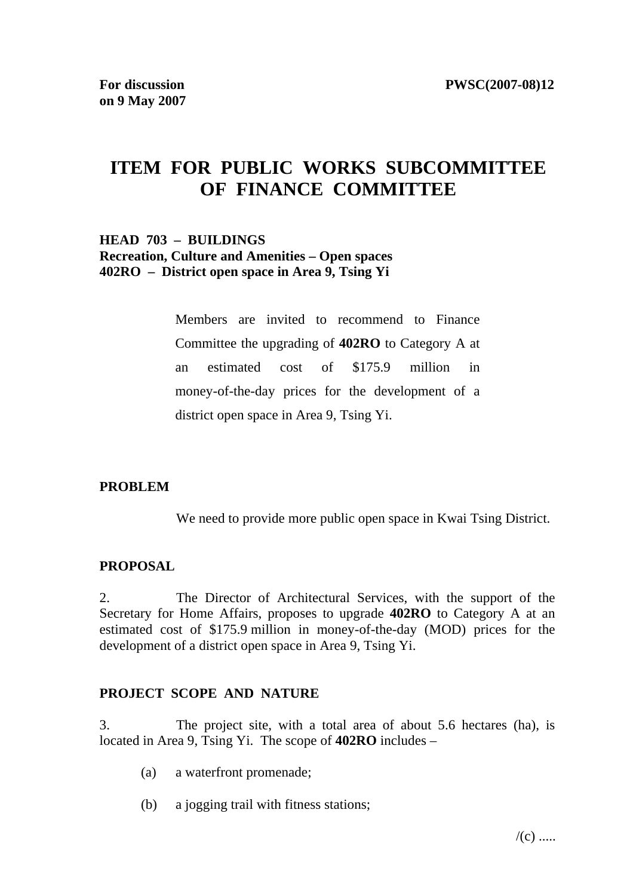**For discussion on 9 May 2007** **PWSC(2007-08)12**

# ITEM FOR PUBLIC WORKS SUBCOMMITTEE OF FINANCE COMMITTEE

**HEAD 703 – BUILDINGS**
**Recreation, Culture and Amenities – Open spaces**
**402RO – District open space in Area 9, Tsing Yi**

> Members are invited to recommend to Finance Committee the upgrading of **402RO** to Category A at an estimated cost of $175.9 million in money-of-the-day prices for the development of a district open space in Area 9, Tsing Yi.

## PROBLEM

We need to provide more public open space in Kwai Tsing District.

## PROPOSAL

2. The Director of Architectural Services, with the support of the Secretary for Home Affairs, proposes to upgrade **402RO** to Category A at an estimated cost of $175.9 million in money-of-the-day (MOD) prices for the development of a district open space in Area 9, Tsing Yi.

## PROJECT SCOPE AND NATURE

3. The project site, with a total area of about 5.6 hectares (ha), is located in Area 9, Tsing Yi. The scope of **402RO** includes –

(a) a waterfront promenade;

(b) a jogging trail with fitness stations;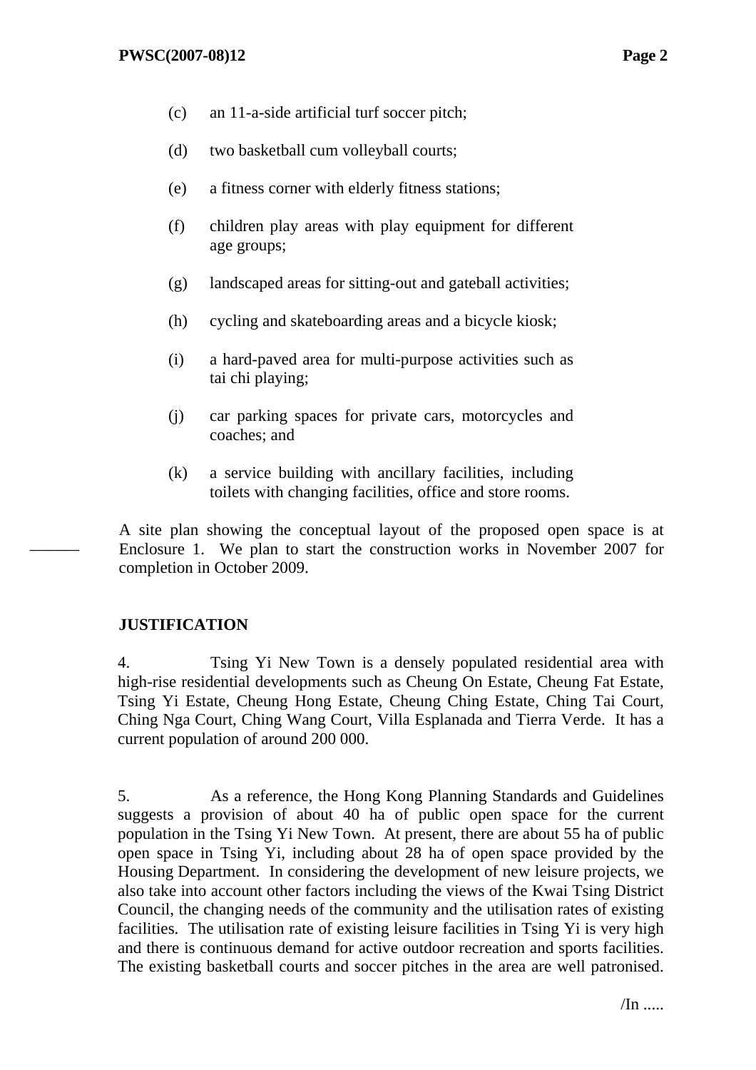(c) an 11-a-side artificial turf soccer pitch;

(d) two basketball cum volleyball courts;

(e) a fitness corner with elderly fitness stations;

(f) children play areas with play equipment for different age groups;

(g) landscaped areas for sitting-out and gateball activities;

(h) cycling and skateboarding areas and a bicycle kiosk;

(i) a hard-paved area for multi-purpose activities such as tai chi playing;

(j) car parking spaces for private cars, motorcycles and coaches; and

(k) a service building with ancillary facilities, including toilets with changing facilities, office and store rooms.

A site plan showing the conceptual layout of the proposed open space is at Enclosure 1. We plan to start the construction works in November 2007 for completion in October 2009.

## JUSTIFICATION

4. Tsing Yi New Town is a densely populated residential area with high-rise residential developments such as Cheung On Estate, Cheung Fat Estate, Tsing Yi Estate, Cheung Hong Estate, Cheung Ching Estate, Ching Tai Court, Ching Nga Court, Ching Wang Court, Villa Esplanada and Tierra Verde. It has a current population of around 200 000.

5. As a reference, the Hong Kong Planning Standards and Guidelines suggests a provision of about 40 ha of public open space for the current population in the Tsing Yi New Town. At present, there are about 55 ha of public open space in Tsing Yi, including about 28 ha of open space provided by the Housing Department. In considering the development of new leisure projects, we also take into account other factors including the views of the Kwai Tsing District Council, the changing needs of the community and the utilisation rates of existing facilities. The utilisation rate of existing leisure facilities in Tsing Yi is very high and there is continuous demand for active outdoor recreation and sports facilities. The existing basketball courts and soccer pitches in the area are well patronised.

/In .....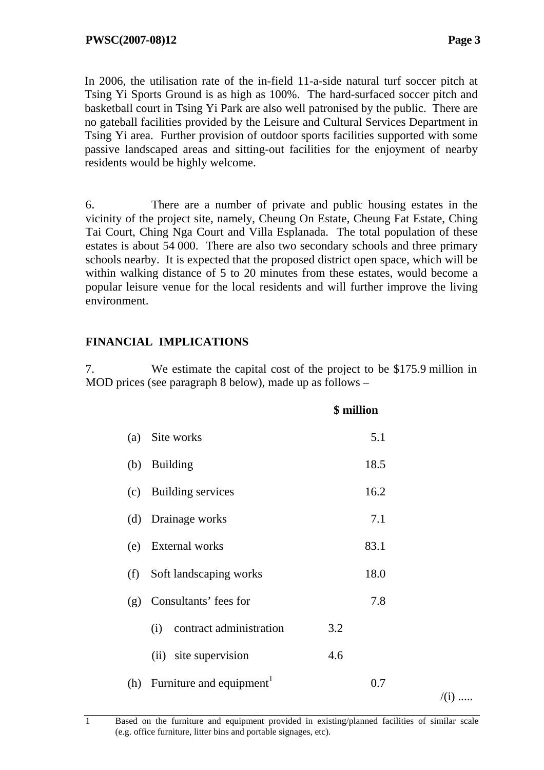In 2006, the utilisation rate of the in-field 11-a-side natural turf soccer pitch at Tsing Yi Sports Ground is as high as 100%. The hard-surfaced soccer pitch and basketball court in Tsing Yi Park are also well patronised by the public. There are no gateball facilities provided by the Leisure and Cultural Services Department in Tsing Yi area. Further provision of outdoor sports facilities supported with some passive landscaped areas and sitting-out facilities for the enjoyment of nearby residents would be highly welcome.

6. There are a number of private and public housing estates in the vicinity of the project site, namely, Cheung On Estate, Cheung Fat Estate, Ching Tai Court, Ching Nga Court and Villa Esplanada. The total population of these estates is about 54 000. There are also two secondary schools and three primary schools nearby. It is expected that the proposed district open space, which will be within walking distance of 5 to 20 minutes from these estates, would become a popular leisure venue for the local residents and will further improve the living environment.

## FINANCIAL IMPLICATIONS

7. We estimate the capital cost of the project to be $175.9 million in MOD prices (see paragraph 8 below), made up as follows –

| | | | $ million |
|---|---|---|---|
| (a) | Site works | | 5.1 |
| (b) | Building | | 18.5 |
| (c) | Building services | | 16.2 |
| (d) | Drainage works | | 7.1 |
| (e) | External works | | 83.1 |
| (f) | Soft landscaping works | | 18.0 |
| (g) | Consultants' fees for | | 7.8 |
| | (i) contract administration | 3.2 | |
| | (ii) site supervision | 4.6 | |
| (h) | Furniture and equipment[1] | | 0.7 |

/(i) .....

1 Based on the furniture and equipment provided in existing/planned facilities of similar scale (e.g. office furniture, litter bins and portable signages, etc).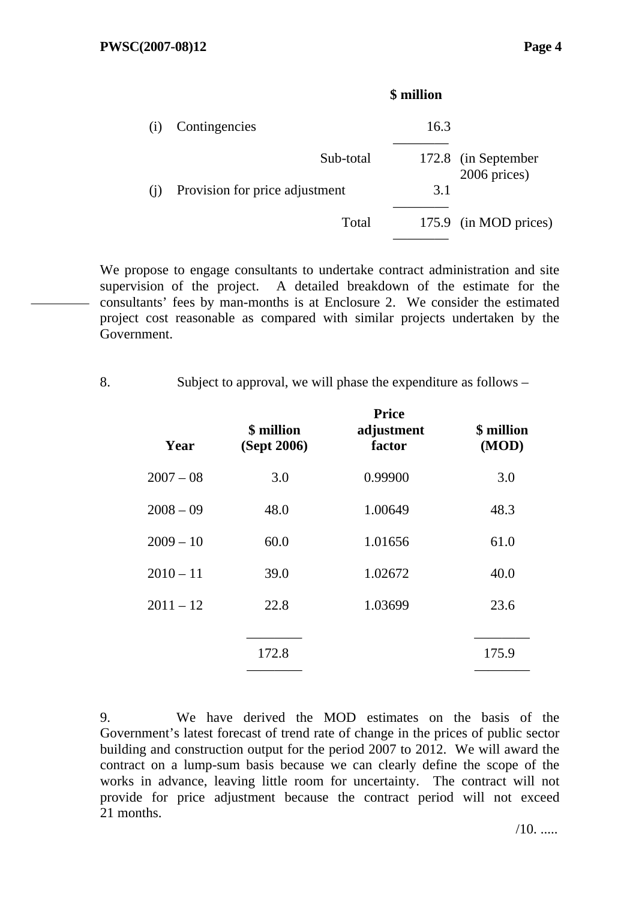| | | $ million | |
|---|---|---|---|
| (i) | Contingencies | 16.3 | |
| | Sub-total | 172.8 | (in September 2006 prices) |
| (j) | Provision for price adjustment | 3.1 | |
| | Total | 175.9 | (in MOD prices) |

We propose to engage consultants to undertake contract administration and site supervision of the project. A detailed breakdown of the estimate for the consultants' fees by man-months is at Enclosure 2. We consider the estimated project cost reasonable as compared with similar projects undertaken by the Government.

8. Subject to approval, we will phase the expenditure as follows –

| Year | $ million (Sept 2006) | Price adjustment factor | $ million (MOD) |
|---|---|---|---|
| 2007 – 08 | 3.0 | 0.99900 | 3.0 |
| 2008 – 09 | 48.0 | 1.00649 | 48.3 |
| 2009 – 10 | 60.0 | 1.01656 | 61.0 |
| 2010 – 11 | 39.0 | 1.02672 | 40.0 |
| 2011 – 12 | 22.8 | 1.03699 | 23.6 |
| | 172.8 | | 175.9 |

9. We have derived the MOD estimates on the basis of the Government's latest forecast of trend rate of change in the prices of public sector building and construction output for the period 2007 to 2012. We will award the contract on a lump-sum basis because we can clearly define the scope of the works in advance, leaving little room for uncertainty. The contract will not provide for price adjustment because the contract period will not exceed 21 months.

/10. .....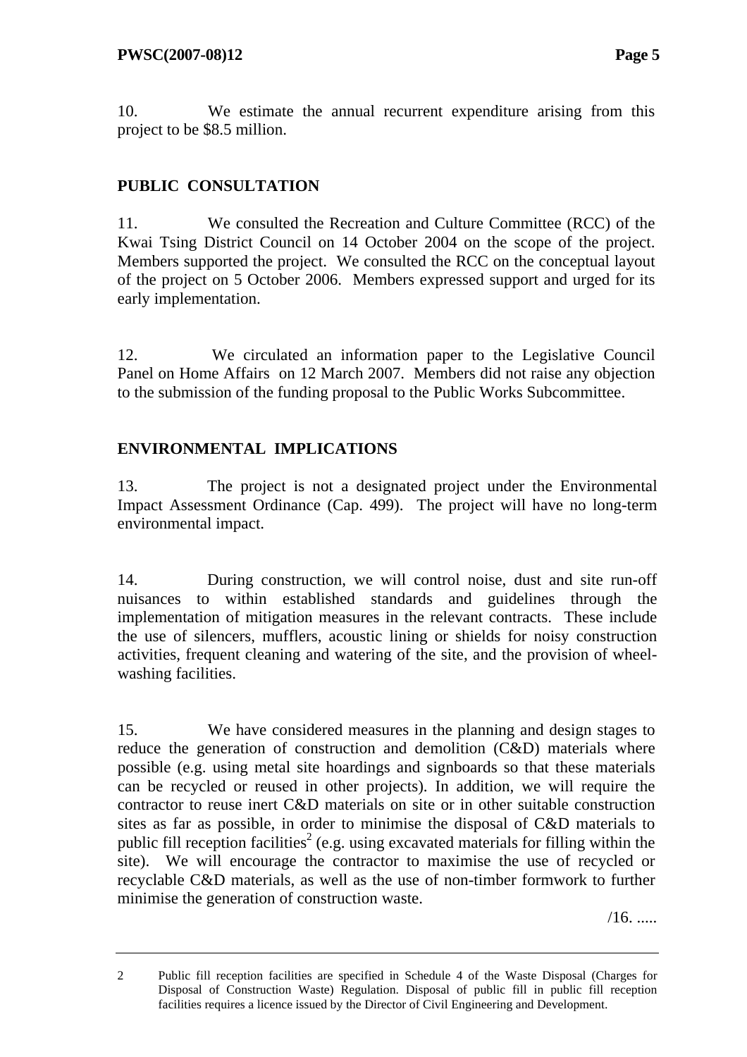10. We estimate the annual recurrent expenditure arising from this project to be $8.5 million.

**PUBLIC CONSULTATION**

11. We consulted the Recreation and Culture Committee (RCC) of the Kwai Tsing District Council on 14 October 2004 on the scope of the project. Members supported the project. We consulted the RCC on the conceptual layout of the project on 5 October 2006. Members expressed support and urged for its early implementation.

12. We circulated an information paper to the Legislative Council Panel on Home Affairs on 12 March 2007. Members did not raise any objection to the submission of the funding proposal to the Public Works Subcommittee.

**ENVIRONMENTAL IMPLICATIONS**

13. The project is not a designated project under the Environmental Impact Assessment Ordinance (Cap. 499). The project will have no long-term environmental impact.

14. During construction, we will control noise, dust and site run-off nuisances to within established standards and guidelines through the implementation of mitigation measures in the relevant contracts. These include the use of silencers, mufflers, acoustic lining or shields for noisy construction activities, frequent cleaning and watering of the site, and the provision of wheel-washing facilities.

15. We have considered measures in the planning and design stages to reduce the generation of construction and demolition (C&D) materials where possible (e.g. using metal site hoardings and signboards so that these materials can be recycled or reused in other projects). In addition, we will require the contractor to reuse inert C&D materials on site or in other suitable construction sites as far as possible, in order to minimise the disposal of C&D materials to public fill reception facilities[2] (e.g. using excavated materials for filling within the site). We will encourage the contractor to maximise the use of recycled or recyclable C&D materials, as well as the use of non-timber formwork to further minimise the generation of construction waste.

/16. .....

---

2 Public fill reception facilities are specified in Schedule 4 of the Waste Disposal (Charges for Disposal of Construction Waste) Regulation. Disposal of public fill in public fill reception facilities requires a licence issued by the Director of Civil Engineering and Development.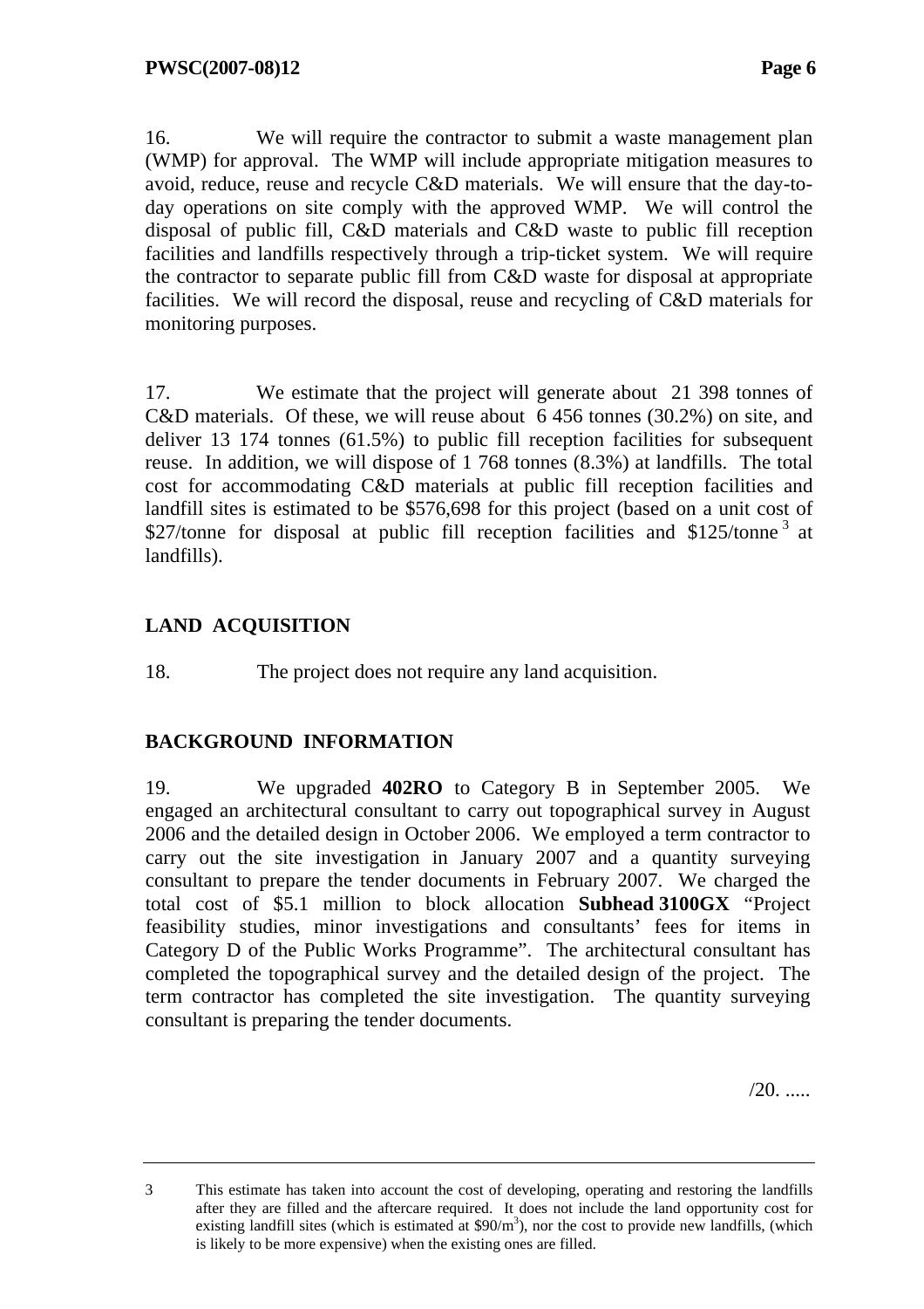16. We will require the contractor to submit a waste management plan (WMP) for approval. The WMP will include appropriate mitigation measures to avoid, reduce, reuse and recycle C&D materials. We will ensure that the day-to-day operations on site comply with the approved WMP. We will control the disposal of public fill, C&D materials and C&D waste to public fill reception facilities and landfills respectively through a trip-ticket system. We will require the contractor to separate public fill from C&D waste for disposal at appropriate facilities. We will record the disposal, reuse and recycling of C&D materials for monitoring purposes.

17. We estimate that the project will generate about 21 398 tonnes of C&D materials. Of these, we will reuse about 6 456 tonnes (30.2%) on site, and deliver 13 174 tonnes (61.5%) to public fill reception facilities for subsequent reuse. In addition, we will dispose of 1 768 tonnes (8.3%) at landfills. The total cost for accommodating C&D materials at public fill reception facilities and landfill sites is estimated to be $576,698 for this project (based on a unit cost of $27/tonne for disposal at public fill reception facilities and $125/tonne[3] at landfills).

## LAND ACQUISITION

18. The project does not require any land acquisition.

## BACKGROUND INFORMATION

19. We upgraded **402RO** to Category B in September 2005. We engaged an architectural consultant to carry out topographical survey in August 2006 and the detailed design in October 2006. We employed a term contractor to carry out the site investigation in January 2007 and a quantity surveying consultant to prepare the tender documents in February 2007. We charged the total cost of $5.1 million to block allocation **Subhead 3100GX** "Project feasibility studies, minor investigations and consultants' fees for items in Category D of the Public Works Programme". The architectural consultant has completed the topographical survey and the detailed design of the project. The term contractor has completed the site investigation. The quantity surveying consultant is preparing the tender documents.

/20. .....

---

3 This estimate has taken into account the cost of developing, operating and restoring the landfills after they are filled and the aftercare required. It does not include the land opportunity cost for existing landfill sites (which is estimated at $90/$m^3$), nor the cost to provide new landfills, (which is likely to be more expensive) when the existing ones are filled.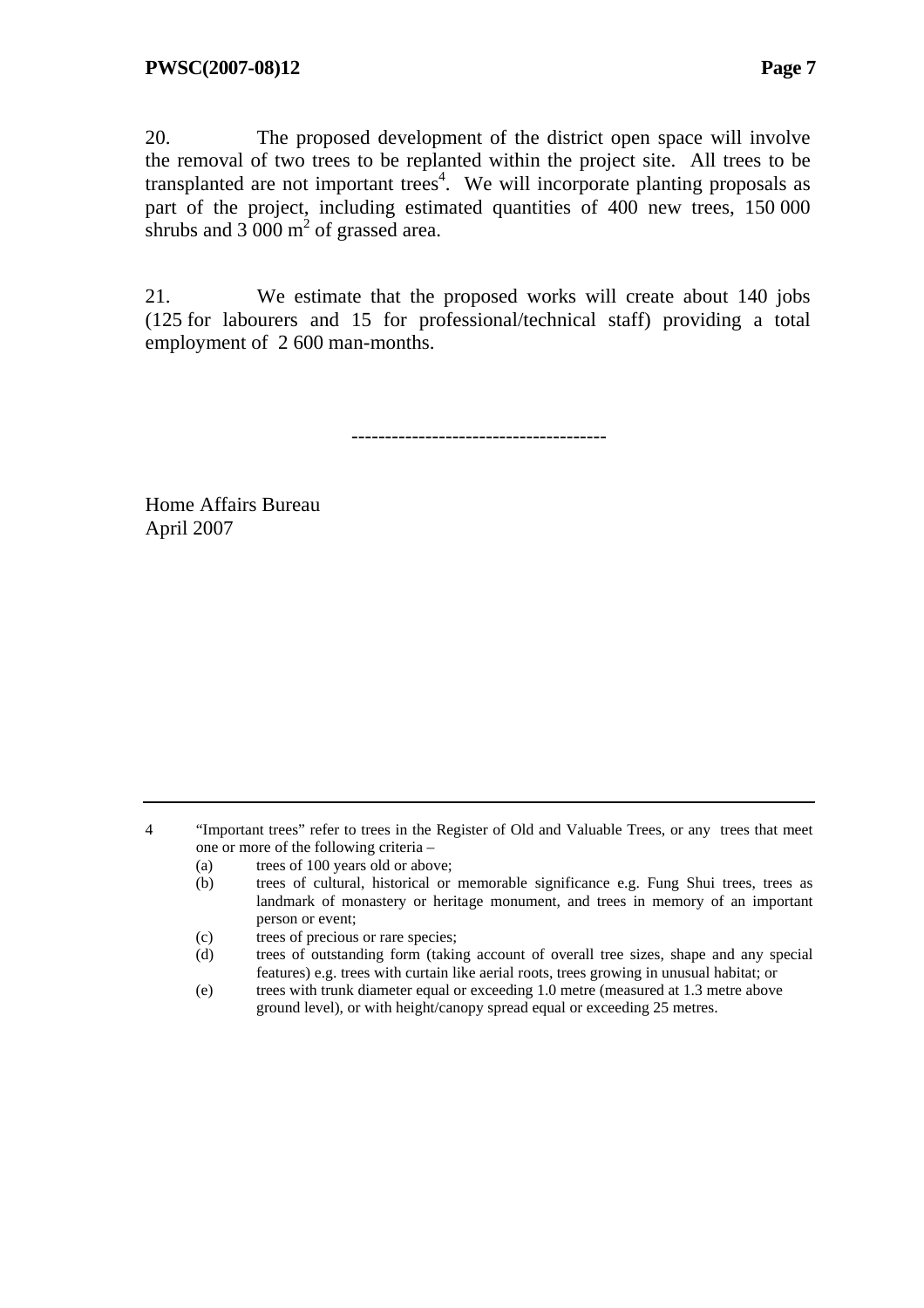20. The proposed development of the district open space will involve the removal of two trees to be replanted within the project site. All trees to be transplanted are not important trees[4]. We will incorporate planting proposals as part of the project, including estimated quantities of 400 new trees, 150 000 shrubs and 3 000 $m^2$ of grassed area.

21. We estimate that the proposed works will create about 140 jobs (125 for labourers and 15 for professional/technical staff) providing a total employment of 2 600 man-months.

-------------------------------------

Home Affairs Bureau
April 2007

---

4 "Important trees" refer to trees in the Register of Old and Valuable Trees, or any trees that meet one or more of the following criteria –

(a) trees of 100 years old or above;

(b) trees of cultural, historical or memorable significance e.g. Fung Shui trees, trees as landmark of monastery or heritage monument, and trees in memory of an important person or event;

(c) trees of precious or rare species;

(d) trees of outstanding form (taking account of overall tree sizes, shape and any special features) e.g. trees with curtain like aerial roots, trees growing in unusual habitat; or

(e) trees with trunk diameter equal or exceeding 1.0 metre (measured at 1.3 metre above ground level), or with height/canopy spread equal or exceeding 25 metres.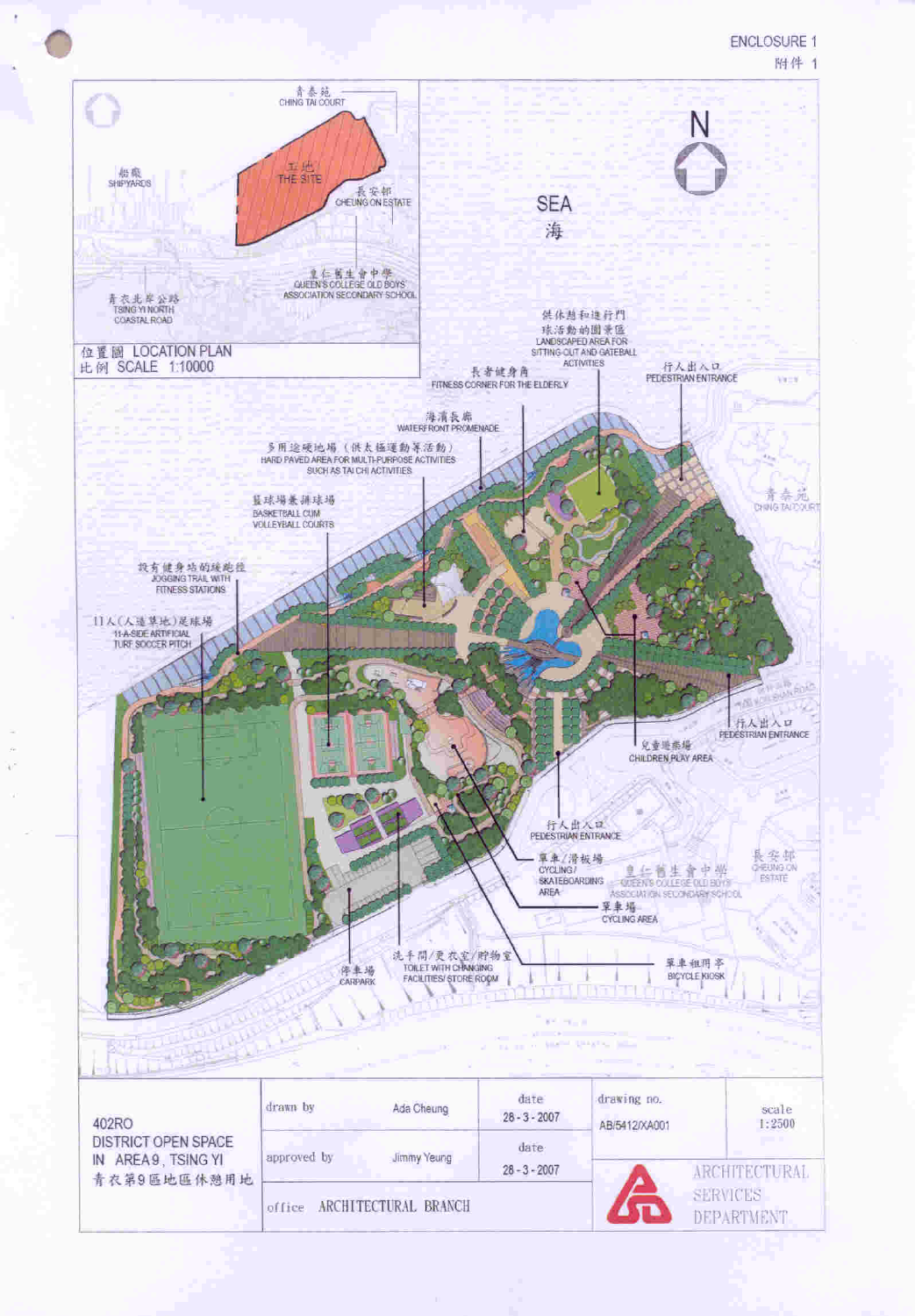ENCLOSURE 1
附件 1

位置圖 LOCATION PLAN
比例 SCALE 1:10000

青泰苑 CHING TAI COURT
船廠 SHIPYARDS
工地 THE SITE
長安邨 CHEUNG ON ESTATE
皇仁舊生會中學 QUEEN'S COLLEGE OLD BOYS ASSOCIATION SECONDARY SCHOOL
青衣北岸公路 TSING YI NORTH COASTAL ROAD

N

SEA 海

供休憩和進行門球活動的園景區 LANDSCAPED AREA FOR SITTING-OUT AND GATEBALL ACTIVITIES
長者健身角 FITNESS CORNER FOR THE ELDERLY
行人出入口 PEDESTRIAN ENTRANCE
海濱長廊 WATERFRONT PROMENADE
多用途硬地場（供太極運動等活動） HARD PAVED AREA FOR MULTI-PURPOSE ACTIVITIES SUCH AS TAI CHI ACTIVITIES
籃球場兼排球場 BASKETBALL CUM VOLLEYBALL COURTS
設有健身站的緩跑徑 JOGGING TRAIL WITH FITNESS STATIONS
11人（人造草地）足球場 11-A-SIDE ARTIFICIAL TURF SOCCER PITCH
青泰苑 CHING TAI COURT
行人出入口 PEDESTRIAN ENTRANCE
兒童遊樂場 CHILDREN PLAY AREA
行人出入口 PEDESTRIAN ENTRANCE
單車/滑板場 CYCLING / SKATEBOARDING AREA
皇仁舊生會中學 QUEEN'S COLLEGE OLD BOYS ASSOCIATION SECONDARY SCHOOL
長安邨 CHEUNG ON ESTATE
單車場 CYCLING AREA
停車場 CARPARK
洗手間/更衣室/貯物室 TOILET WITH CHANGING FACILITIES/ STORE ROOM
單車租用亭 BICYCLE KIOSK

| 402RO DISTRICT OPEN SPACE IN AREA 9, TSING YI 青衣第9區地區休憩用地 | drawn by | Ada Cheung | date 28 - 3 - 2007 | drawing no. AB/5412/XA001 | scale 1:2500 |
|---|---|---|---|---|---|
| | approved by | Jimmy Yeung | date 28 - 3 - 2007 | ARCHITECTURAL SERVICES DEPARTMENT | |
| | office | ARCHITECTURAL BRANCH | | | |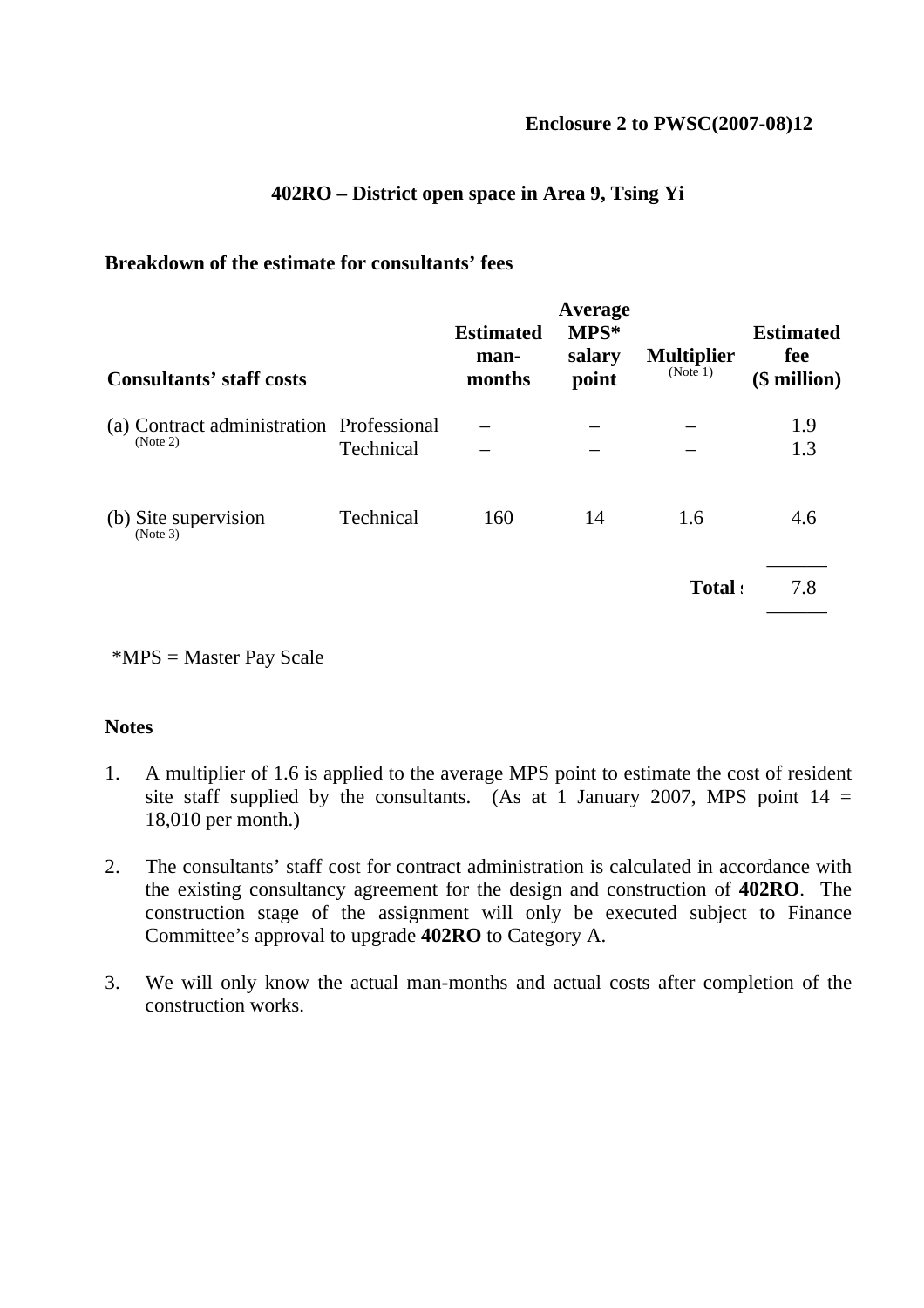**Enclosure 2 to PWSC(2007-08)12**

## 402RO – District open space in Area 9, Tsing Yi

### Breakdown of the estimate for consultants' fees

| Consultants' staff costs | | Estimated man-months | Average MPS* salary point | Multiplier (Note 1) | Estimated fee ($ million) |
|---|---|---|---|---|---|
| (a) Contract administration (Note 2) | Professional | – | – | – | 1.9 |
| | Technical | – | – | – | 1.3 |
| (b) Site supervision (Note 3) | Technical | 160 | 14 | 1.6 | 4.6 |
| | | | | **Total** | 7.8 |

*MPS = Master Pay Scale

### Notes

1. A multiplier of 1.6 is applied to the average MPS point to estimate the cost of resident site staff supplied by the consultants. (As at 1 January 2007, MPS point 14 = 18,010 per month.)

2. The consultants' staff cost for contract administration is calculated in accordance with the existing consultancy agreement for the design and construction of **402RO**. The construction stage of the assignment will only be executed subject to Finance Committee's approval to upgrade **402RO** to Category A.

3. We will only know the actual man-months and actual costs after completion of the construction works.